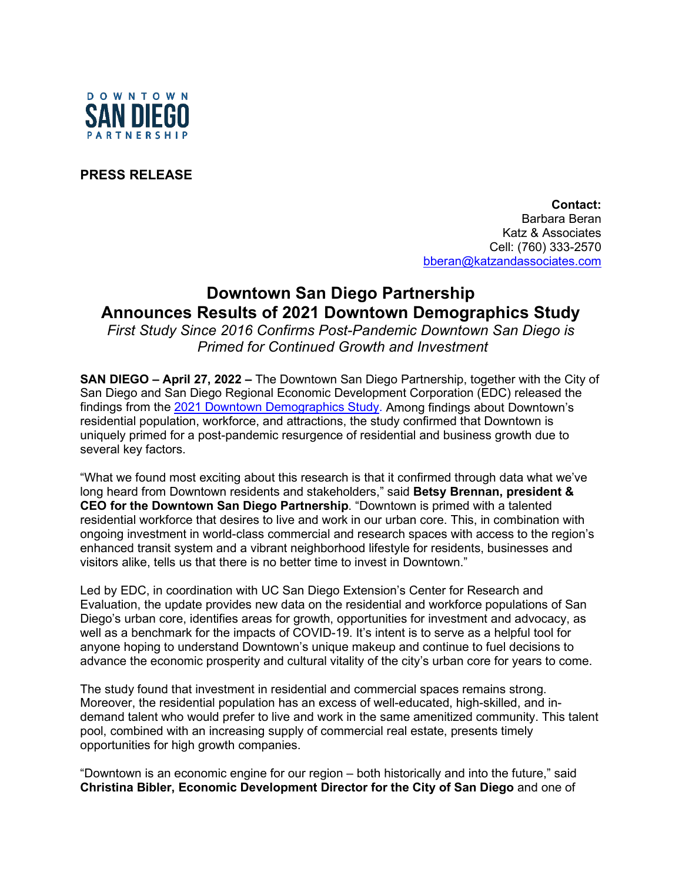DOWNTOWN SAN DIEGO PARTNERSHIP

**PRESS RELEASE**

**Contact:**
Barbara Beran
Katz & Associates
Cell: (760) 333-2570
[bberan@katzandassociates.com](mailto:bberan@katzandassociates.com)

# Downtown San Diego Partnership Announces Results of 2021 Downtown Demographics Study

*First Study Since 2016 Confirms Post-Pandemic Downtown San Diego is Primed for Continued Growth and Investment*

**SAN DIEGO – April 27, 2022 –** The Downtown San Diego Partnership, together with the City of San Diego and San Diego Regional Economic Development Corporation (EDC) released the findings from the [2021 Downtown Demographics Study](). Among findings about Downtown's residential population, workforce, and attractions, the study confirmed that Downtown is uniquely primed for a post-pandemic resurgence of residential and business growth due to several key factors.

"What we found most exciting about this research is that it confirmed through data what we've long heard from Downtown residents and stakeholders," said **Betsy Brennan, president & CEO for the Downtown San Diego Partnership**. "Downtown is primed with a talented residential workforce that desires to live and work in our urban core. This, in combination with ongoing investment in world-class commercial and research spaces with access to the region's enhanced transit system and a vibrant neighborhood lifestyle for residents, businesses and visitors alike, tells us that there is no better time to invest in Downtown."

Led by EDC, in coordination with UC San Diego Extension's Center for Research and Evaluation, the update provides new data on the residential and workforce populations of San Diego's urban core, identifies areas for growth, opportunities for investment and advocacy, as well as a benchmark for the impacts of COVID-19. It's intent is to serve as a helpful tool for anyone hoping to understand Downtown's unique makeup and continue to fuel decisions to advance the economic prosperity and cultural vitality of the city's urban core for years to come.

The study found that investment in residential and commercial spaces remains strong. Moreover, the residential population has an excess of well-educated, high-skilled, and in-demand talent who would prefer to live and work in the same amenitized community. This talent pool, combined with an increasing supply of commercial real estate, presents timely opportunities for high growth companies.

"Downtown is an economic engine for our region – both historically and into the future," said **Christina Bibler, Economic Development Director for the City of San Diego** and one of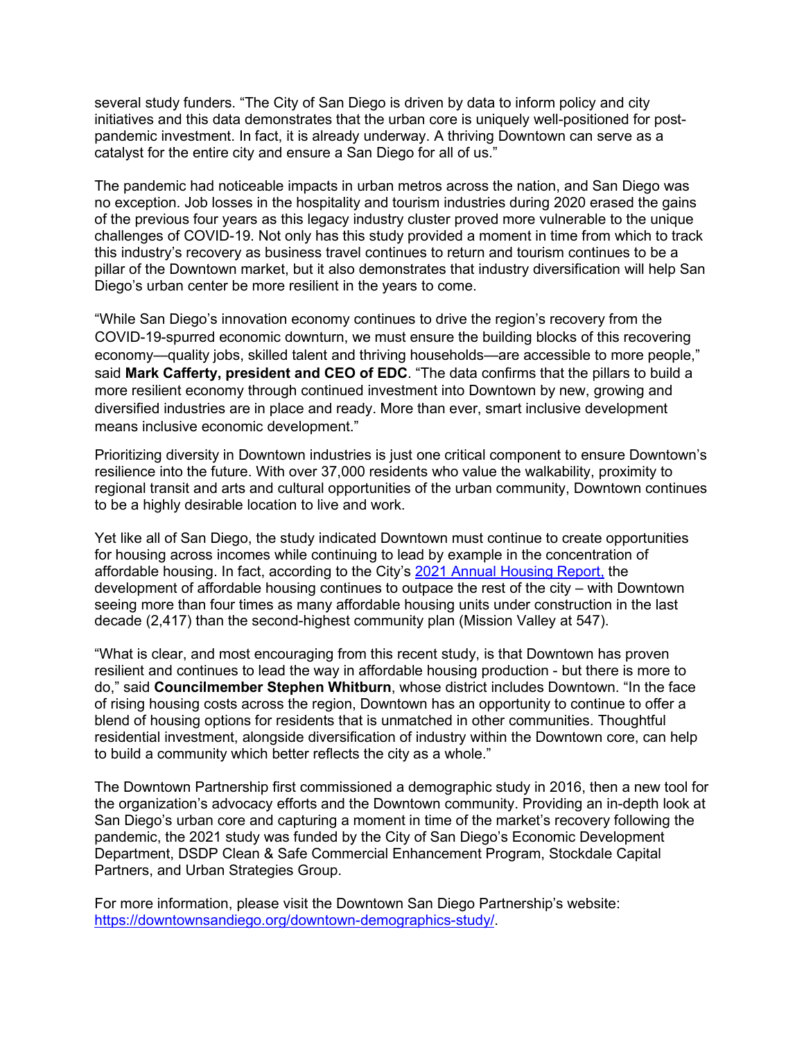several study funders. "The City of San Diego is driven by data to inform policy and city initiatives and this data demonstrates that the urban core is uniquely well-positioned for post-pandemic investment. In fact, it is already underway. A thriving Downtown can serve as a catalyst for the entire city and ensure a San Diego for all of us."

The pandemic had noticeable impacts in urban metros across the nation, and San Diego was no exception. Job losses in the hospitality and tourism industries during 2020 erased the gains of the previous four years as this legacy industry cluster proved more vulnerable to the unique challenges of COVID-19. Not only has this study provided a moment in time from which to track this industry's recovery as business travel continues to return and tourism continues to be a pillar of the Downtown market, but it also demonstrates that industry diversification will help San Diego's urban center be more resilient in the years to come.

"While San Diego's innovation economy continues to drive the region's recovery from the COVID-19-spurred economic downturn, we must ensure the building blocks of this recovering economy—quality jobs, skilled talent and thriving households—are accessible to more people," said **Mark Cafferty, president and CEO of EDC**. "The data confirms that the pillars to build a more resilient economy through continued investment into Downtown by new, growing and diversified industries are in place and ready. More than ever, smart inclusive development means inclusive economic development."

Prioritizing diversity in Downtown industries is just one critical component to ensure Downtown's resilience into the future. With over 37,000 residents who value the walkability, proximity to regional transit and arts and cultural opportunities of the urban community, Downtown continues to be a highly desirable location to live and work.

Yet like all of San Diego, the study indicated Downtown must continue to create opportunities for housing across incomes while continuing to lead by example in the concentration of affordable housing. In fact, according to the City's [2021 Annual Housing Report,](#) the development of affordable housing continues to outpace the rest of the city – with Downtown seeing more than four times as many affordable housing units under construction in the last decade (2,417) than the second-highest community plan (Mission Valley at 547).

"What is clear, and most encouraging from this recent study, is that Downtown has proven resilient and continues to lead the way in affordable housing production - but there is more to do," said **Councilmember Stephen Whitburn**, whose district includes Downtown. "In the face of rising housing costs across the region, Downtown has an opportunity to continue to offer a blend of housing options for residents that is unmatched in other communities. Thoughtful residential investment, alongside diversification of industry within the Downtown core, can help to build a community which better reflects the city as a whole."

The Downtown Partnership first commissioned a demographic study in 2016, then a new tool for the organization's advocacy efforts and the Downtown community. Providing an in-depth look at San Diego's urban core and capturing a moment in time of the market's recovery following the pandemic, the 2021 study was funded by the City of San Diego's Economic Development Department, DSDP Clean & Safe Commercial Enhancement Program, Stockdale Capital Partners, and Urban Strategies Group.

For more information, please visit the Downtown San Diego Partnership's website: https://downtownsandiego.org/downtown-demographics-study/.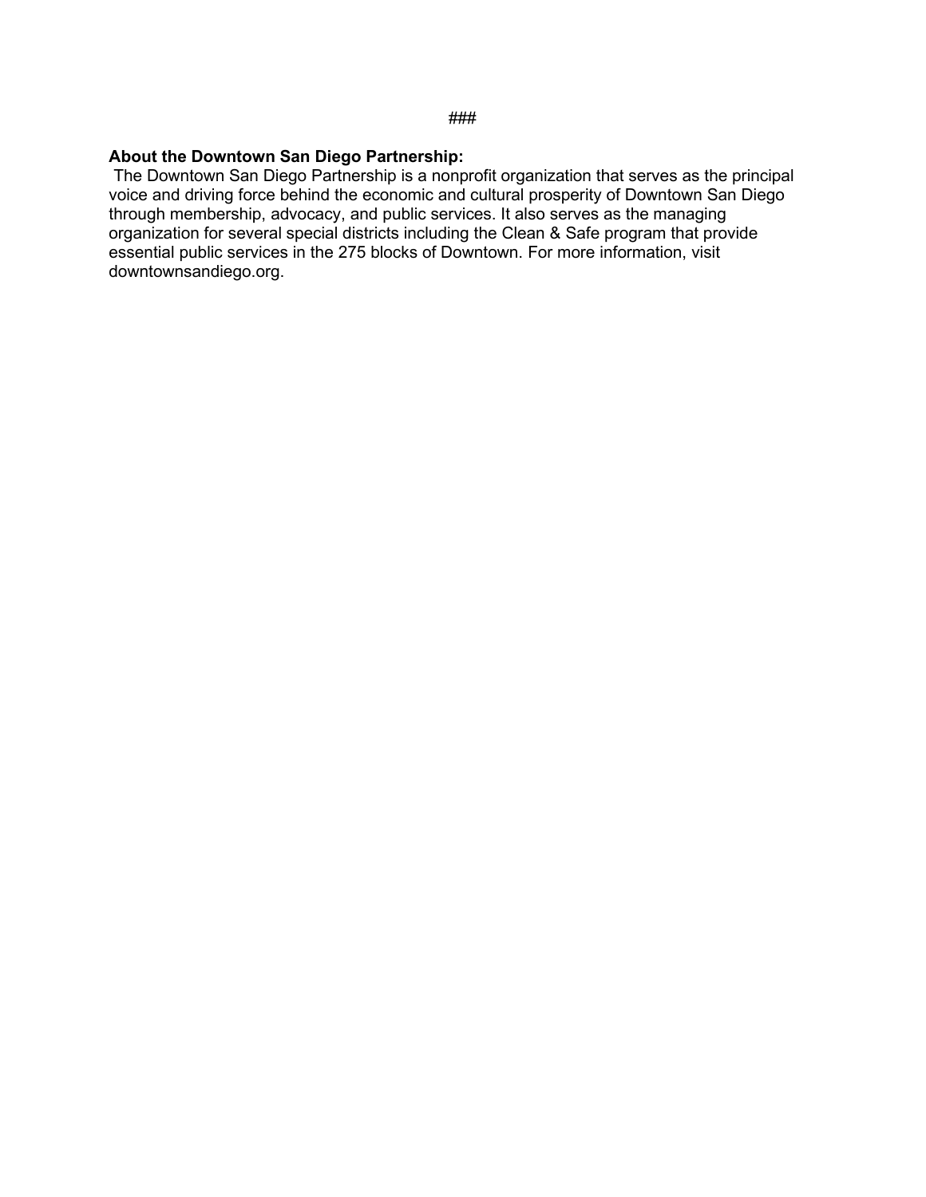###

**About the Downtown San Diego Partnership:**

The Downtown San Diego Partnership is a nonprofit organization that serves as the principal voice and driving force behind the economic and cultural prosperity of Downtown San Diego through membership, advocacy, and public services. It also serves as the managing organization for several special districts including the Clean & Safe program that provide essential public services in the 275 blocks of Downtown. For more information, visit downtownsandiego.org.